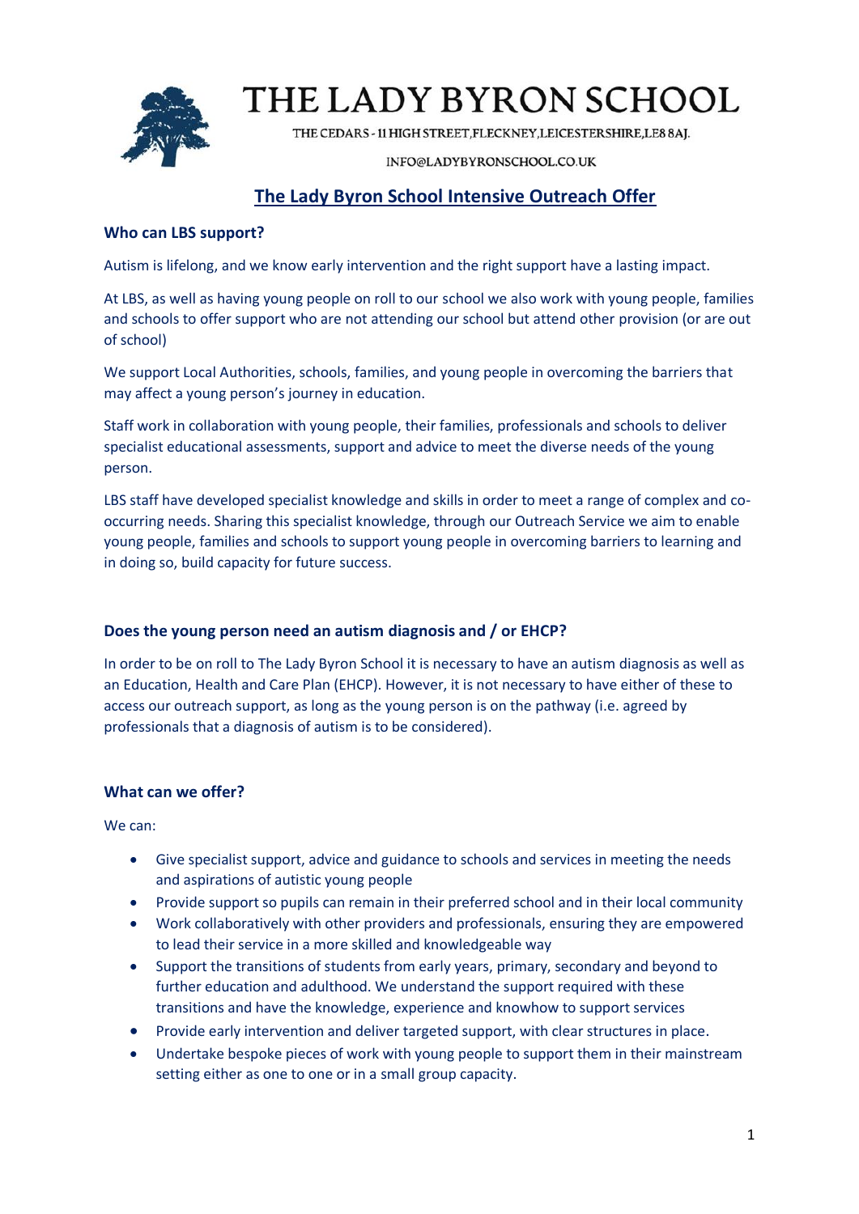# THE LADY BYRON SCHOOL

THE CEDARS - 11 HIGH STREET, FLECKNEY, LEICESTERSHIRE, LE8 8AJ.

INFO@LADYBYRONSCHOOL.CO.UK

## The Lady Byron School Intensive Outreach Offer

### Who can LBS support?

Autism is lifelong, and we know early intervention and the right support have a lasting impact.

At LBS, as well as having young people on roll to our school we also work with young people, families and schools to offer support who are not attending our school but attend other provision (or are out of school)

We support Local Authorities, schools, families, and young people in overcoming the barriers that may affect a young person's journey in education.

Staff work in collaboration with young people, their families, professionals and schools to deliver specialist educational assessments, support and advice to meet the diverse needs of the young person.

LBS staff have developed specialist knowledge and skills in order to meet a range of complex and co-occurring needs. Sharing this specialist knowledge, through our Outreach Service we aim to enable young people, families and schools to support young people in overcoming barriers to learning and in doing so, build capacity for future success.

### Does the young person need an autism diagnosis and / or EHCP?

In order to be on roll to The Lady Byron School it is necessary to have an autism diagnosis as well as an Education, Health and Care Plan (EHCP). However, it is not necessary to have either of these to access our outreach support, as long as the young person is on the pathway (i.e. agreed by professionals that a diagnosis of autism is to be considered).

### What can we offer?

We can:

- Give specialist support, advice and guidance to schools and services in meeting the needs and aspirations of autistic young people
- Provide support so pupils can remain in their preferred school and in their local community
- Work collaboratively with other providers and professionals, ensuring they are empowered to lead their service in a more skilled and knowledgeable way
- Support the transitions of students from early years, primary, secondary and beyond to further education and adulthood. We understand the support required with these transitions and have the knowledge, experience and knowhow to support services
- Provide early intervention and deliver targeted support, with clear structures in place.
- Undertake bespoke pieces of work with young people to support them in their mainstream setting either as one to one or in a small group capacity.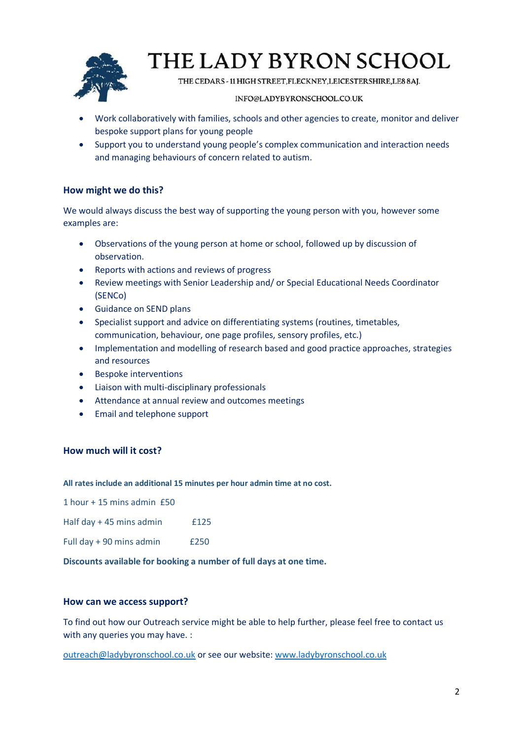- Work collaboratively with families, schools and other agencies to create, monitor and deliver bespoke support plans for young people
- Support you to understand young people's complex communication and interaction needs and managing behaviours of concern related to autism.

### How might we do this?

We would always discuss the best way of supporting the young person with you, however some examples are:

- Observations of the young person at home or school, followed up by discussion of observation.
- Reports with actions and reviews of progress
- Review meetings with Senior Leadership and/ or Special Educational Needs Coordinator (SENCo)
- Guidance on SEND plans
- Specialist support and advice on differentiating systems (routines, timetables, communication, behaviour, one page profiles, sensory profiles, etc.)
- Implementation and modelling of research based and good practice approaches, strategies and resources
- Bespoke interventions
- Liaison with multi-disciplinary professionals
- Attendance at annual review and outcomes meetings
- Email and telephone support

### How much will it cost?

**All rates include an additional 15 minutes per hour admin time at no cost.**

| | |
|---|---|
| 1 hour + 15 mins admin | £50 |
| Half day + 45 mins admin | £125 |
| Full day + 90 mins admin | £250 |

**Discounts available for booking a number of full days at one time.**

### How can we access support?

To find out how our Outreach service might be able to help further, please feel free to contact us with any queries you may have. :

outreach@ladybyronschool.co.uk or see our website: www.ladybyronschool.co.uk